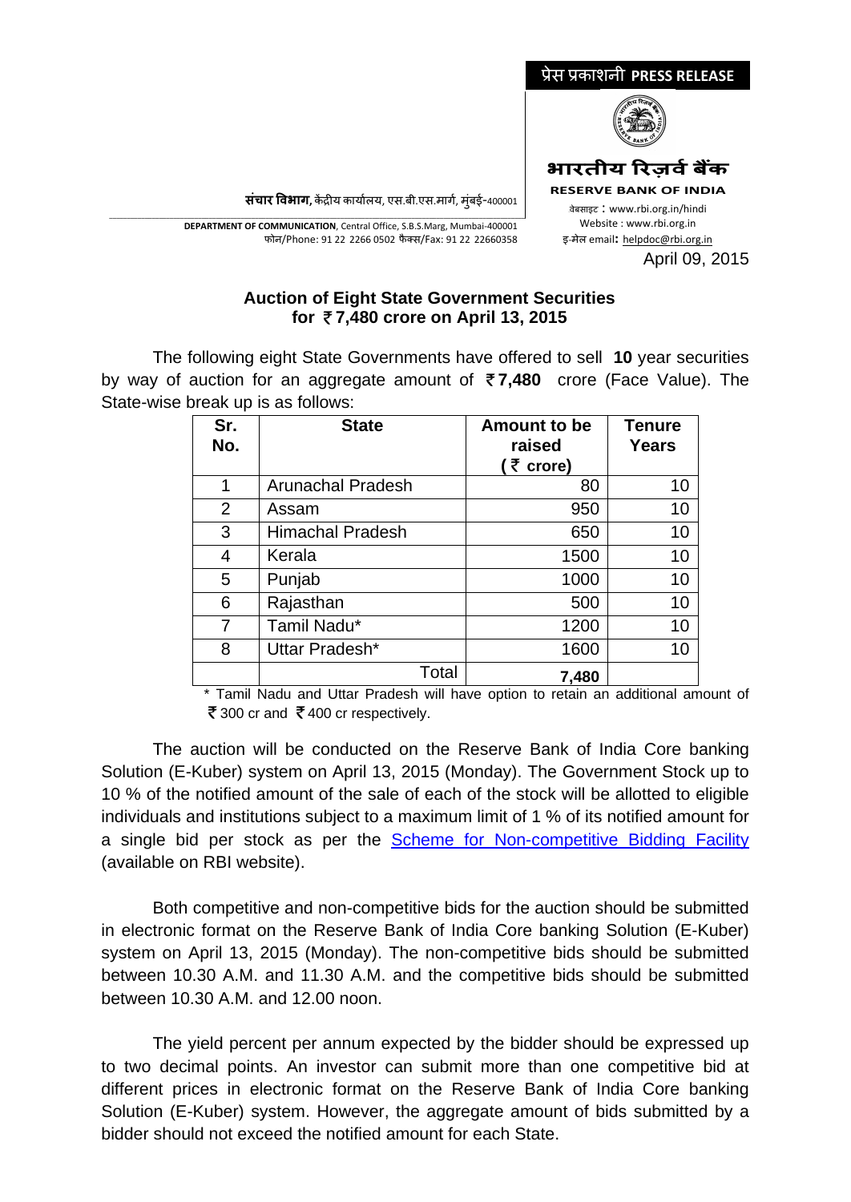प्रेस प्रकाशनी **PRESS RELEASE**

**भारतीय रिज़र्व बैंक**

**RESERVE BANK OF INDIA**

वेबसाइट : www.rbi.org.in/hindi
Website : www.rbi.org.in
इ-मेल email: helpdoc@rbi.org.in

**संचार विभाग,** केंद्रीय कार्यालय, एस.बी.एस.मार्ग, मुंबई-400001

**DEPARTMENT OF COMMUNICATION**, Central Office, S.B.S.Marg, Mumbai-400001
फोन/Phone: 91 22 2266 0502 फैक्स/Fax: 91 22 22660358

April 09, 2015

**Auction of Eight State Government Securities for ₹7,480 crore on April 13, 2015**

The following eight State Governments have offered to sell **10** year securities by way of auction for an aggregate amount of **₹7,480** crore (Face Value). The State-wise break up is as follows:

| Sr. No. | State | Amount to be raised (₹ crore) | Tenure Years |
|---|---|---|---|
| 1 | Arunachal Pradesh | 80 | 10 |
| 2 | Assam | 950 | 10 |
| 3 | Himachal Pradesh | 650 | 10 |
| 4 | Kerala | 1500 | 10 |
| 5 | Punjab | 1000 | 10 |
| 6 | Rajasthan | 500 | 10 |
| 7 | Tamil Nadu* | 1200 | 10 |
| 8 | Uttar Pradesh* | 1600 | 10 |
| | Total | **7,480** | |

\* Tamil Nadu and Uttar Pradesh will have option to retain an additional amount of ₹300 cr and ₹400 cr respectively.

The auction will be conducted on the Reserve Bank of India Core banking Solution (E-Kuber) system on April 13, 2015 (Monday). The Government Stock up to 10 % of the notified amount of the sale of each of the stock will be allotted to eligible individuals and institutions subject to a maximum limit of 1 % of its notified amount for a single bid per stock as per the Scheme for Non-competitive Bidding Facility (available on RBI website).

Both competitive and non-competitive bids for the auction should be submitted in electronic format on the Reserve Bank of India Core banking Solution (E-Kuber) system on April 13, 2015 (Monday). The non-competitive bids should be submitted between 10.30 A.M. and 11.30 A.M. and the competitive bids should be submitted between 10.30 A.M. and 12.00 noon.

The yield percent per annum expected by the bidder should be expressed up to two decimal points. An investor can submit more than one competitive bid at different prices in electronic format on the Reserve Bank of India Core banking Solution (E-Kuber) system. However, the aggregate amount of bids submitted by a bidder should not exceed the notified amount for each State.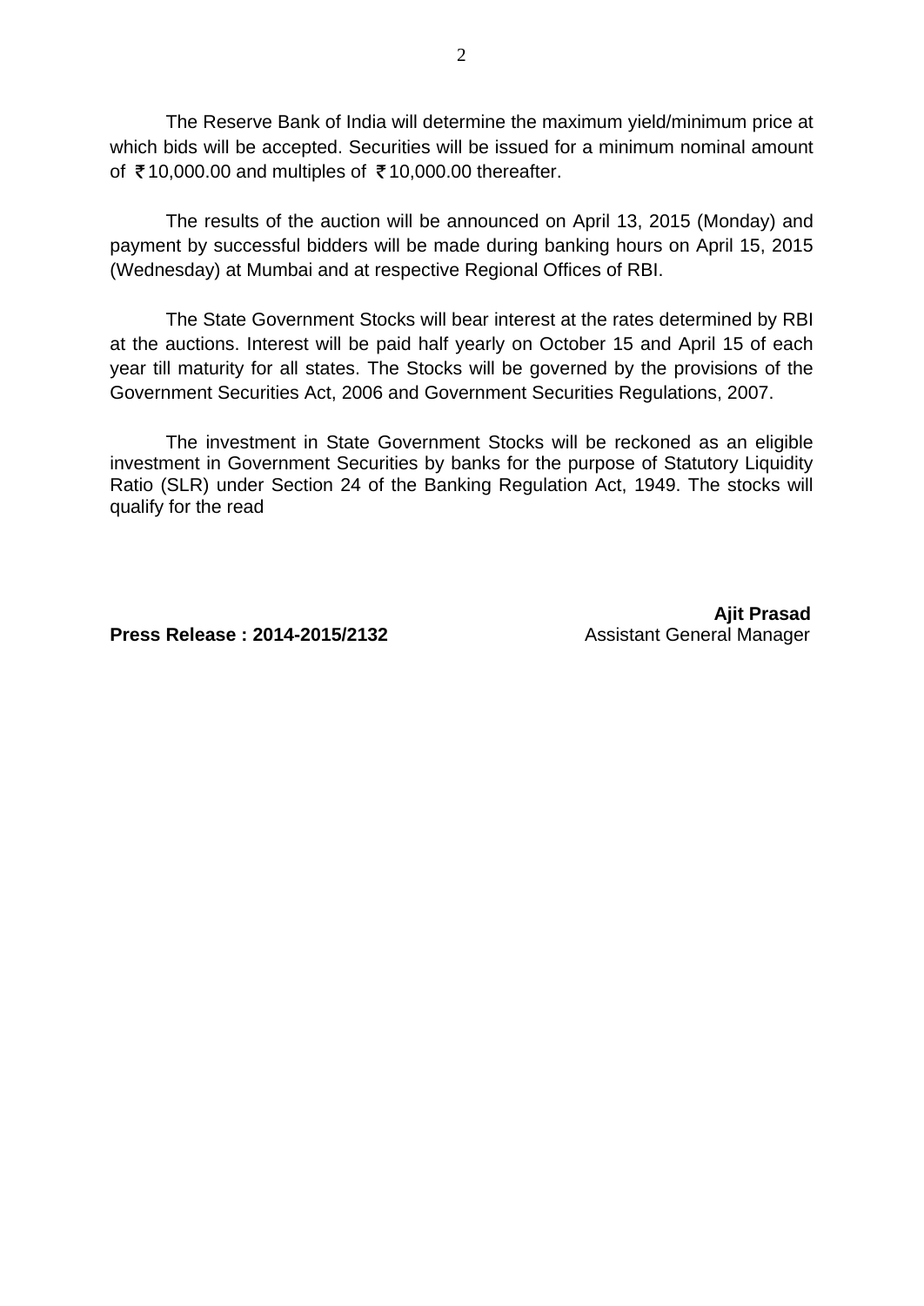The Reserve Bank of India will determine the maximum yield/minimum price at which bids will be accepted. Securities will be issued for a minimum nominal amount of ₹10,000.00 and multiples of ₹10,000.00 thereafter.

The results of the auction will be announced on April 13, 2015 (Monday) and payment by successful bidders will be made during banking hours on April 15, 2015 (Wednesday) at Mumbai and at respective Regional Offices of RBI.

The State Government Stocks will bear interest at the rates determined by RBI at the auctions. Interest will be paid half yearly on October 15 and April 15 of each year till maturity for all states. The Stocks will be governed by the provisions of the Government Securities Act, 2006 and Government Securities Regulations, 2007.

The investment in State Government Stocks will be reckoned as an eligible investment in Government Securities by banks for the purpose of Statutory Liquidity Ratio (SLR) under Section 24 of the Banking Regulation Act, 1949. The stocks will qualify for the read

**Ajit Prasad**
Assistant General Manager

**Press Release : 2014-2015/2132**